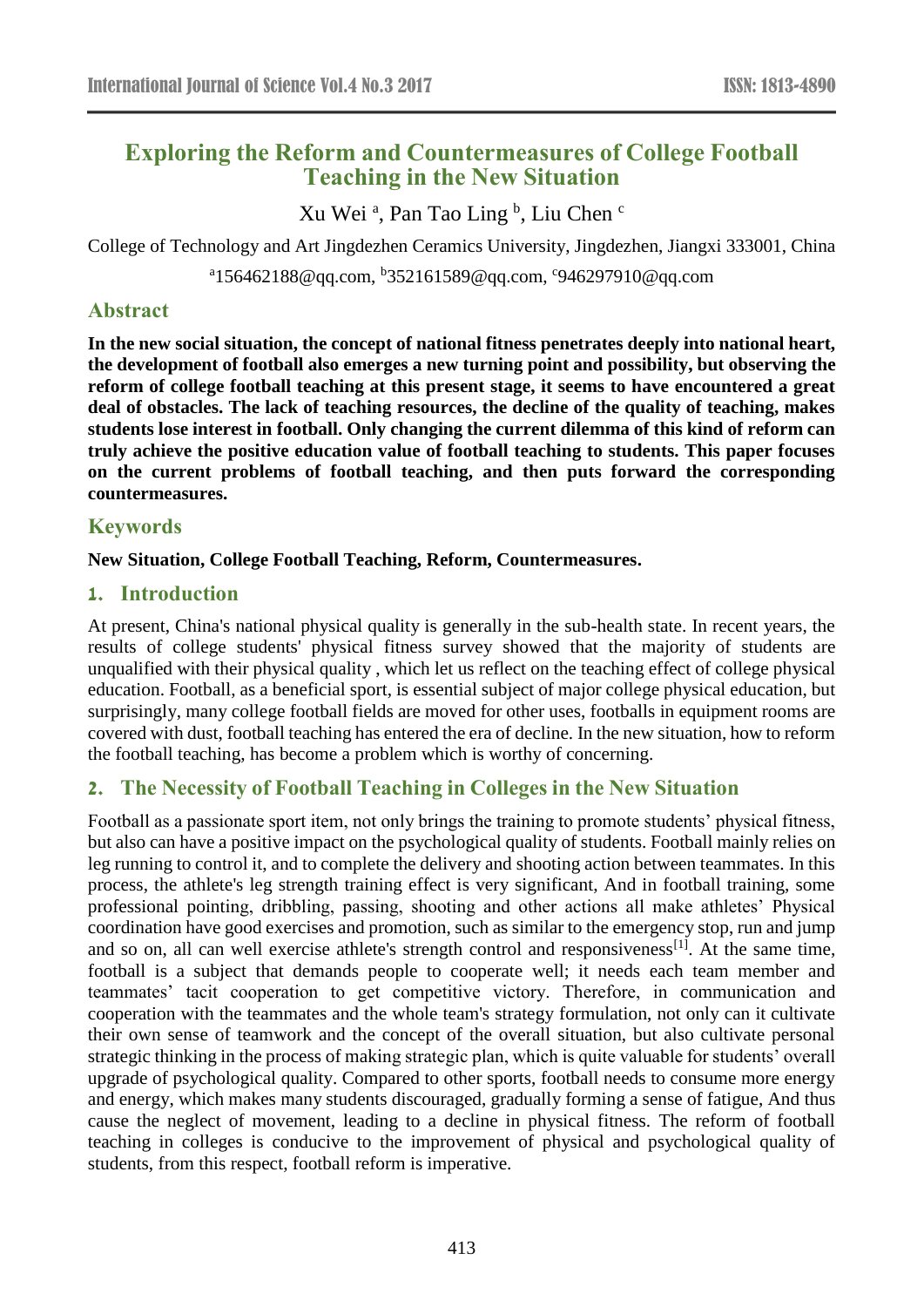# Exploring the Reform and Countermeasures of College Football Teaching in the New Situation

Xu Wei [a], Pan Tao Ling [b], Liu Chen [c]

College of Technology and Art Jingdezhen Ceramics University, Jingdezhen, Jiangxi 333001, China

[a]156462188@qq.com, [b]352161589@qq.com, [c]946297910@qq.com

## Abstract

**In the new social situation, the concept of national fitness penetrates deeply into national heart, the development of football also emerges a new turning point and possibility, but observing the reform of college football teaching at this present stage, it seems to have encountered a great deal of obstacles. The lack of teaching resources, the decline of the quality of teaching, makes students lose interest in football. Only changing the current dilemma of this kind of reform can truly achieve the positive education value of football teaching to students. This paper focuses on the current problems of football teaching, and then puts forward the corresponding countermeasures.**

## Keywords

**New Situation, College Football Teaching, Reform, Countermeasures.**

## 1. Introduction

At present, China's national physical quality is generally in the sub-health state. In recent years, the results of college students' physical fitness survey showed that the majority of students are unqualified with their physical quality , which let us reflect on the teaching effect of college physical education. Football, as a beneficial sport, is essential subject of major college physical education, but surprisingly, many college football fields are moved for other uses, footballs in equipment rooms are covered with dust, football teaching has entered the era of decline. In the new situation, how to reform the football teaching, has become a problem which is worthy of concerning.

## 2. The Necessity of Football Teaching in Colleges in the New Situation

Football as a passionate sport item, not only brings the training to promote students' physical fitness, but also can have a positive impact on the psychological quality of students. Football mainly relies on leg running to control it, and to complete the delivery and shooting action between teammates. In this process, the athlete's leg strength training effect is very significant, And in football training, some professional pointing, dribbling, passing, shooting and other actions all make athletes' Physical coordination have good exercises and promotion, such as similar to the emergency stop, run and jump and so on, all can well exercise athlete's strength control and responsiveness[1]. At the same time, football is a subject that demands people to cooperate well; it needs each team member and teammates' tacit cooperation to get competitive victory. Therefore, in communication and cooperation with the teammates and the whole team's strategy formulation, not only can it cultivate their own sense of teamwork and the concept of the overall situation, but also cultivate personal strategic thinking in the process of making strategic plan, which is quite valuable for students' overall upgrade of psychological quality. Compared to other sports, football needs to consume more energy and energy, which makes many students discouraged, gradually forming a sense of fatigue, And thus cause the neglect of movement, leading to a decline in physical fitness. The reform of football teaching in colleges is conducive to the improvement of physical and psychological quality of students, from this respect, football reform is imperative.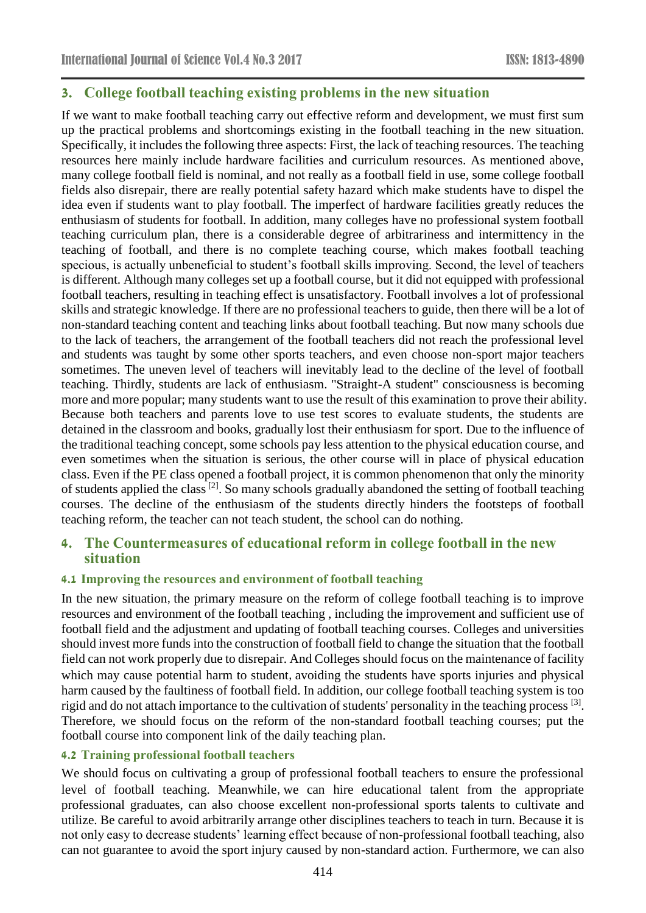## 3. College football teaching existing problems in the new situation

If we want to make football teaching carry out effective reform and development, we must first sum up the practical problems and shortcomings existing in the football teaching in the new situation. Specifically, it includes the following three aspects: First, the lack of teaching resources. The teaching resources here mainly include hardware facilities and curriculum resources. As mentioned above, many college football field is nominal, and not really as a football field in use, some college football fields also disrepair, there are really potential safety hazard which make students have to dispel the idea even if students want to play football. The imperfect of hardware facilities greatly reduces the enthusiasm of students for football. In addition, many colleges have no professional system football teaching curriculum plan, there is a considerable degree of arbitrariness and intermittency in the teaching of football, and there is no complete teaching course, which makes football teaching specious, is actually unbeneficial to student's football skills improving. Second, the level of teachers is different. Although many colleges set up a football course, but it did not equipped with professional football teachers, resulting in teaching effect is unsatisfactory. Football involves a lot of professional skills and strategic knowledge. If there are no professional teachers to guide, then there will be a lot of non-standard teaching content and teaching links about football teaching. But now many schools due to the lack of teachers, the arrangement of the football teachers did not reach the professional level and students was taught by some other sports teachers, and even choose non-sport major teachers sometimes. The uneven level of teachers will inevitably lead to the decline of the level of football teaching. Thirdly, students are lack of enthusiasm. "Straight-A student" consciousness is becoming more and more popular; many students want to use the result of this examination to prove their ability. Because both teachers and parents love to use test scores to evaluate students, the students are detained in the classroom and books, gradually lost their enthusiasm for sport. Due to the influence of the traditional teaching concept, some schools pay less attention to the physical education course, and even sometimes when the situation is serious, the other course will in place of physical education class. Even if the PE class opened a football project, it is common phenomenon that only the minority of students applied the class [2]. So many schools gradually abandoned the setting of football teaching courses. The decline of the enthusiasm of the students directly hinders the footsteps of football teaching reform, the teacher can not teach student, the school can do nothing.

## 4. The Countermeasures of educational reform in college football in the new situation

### 4.1 Improving the resources and environment of football teaching

In the new situation, the primary measure on the reform of college football teaching is to improve resources and environment of the football teaching , including the improvement and sufficient use of football field and the adjustment and updating of football teaching courses. Colleges and universities should invest more funds into the construction of football field to change the situation that the football field can not work properly due to disrepair. And Colleges should focus on the maintenance of facility which may cause potential harm to student, avoiding the students have sports injuries and physical harm caused by the faultiness of football field. In addition, our college football teaching system is too rigid and do not attach importance to the cultivation of students' personality in the teaching process [3]. Therefore, we should focus on the reform of the non-standard football teaching courses; put the football course into component link of the daily teaching plan.

### 4.2 Training professional football teachers

We should focus on cultivating a group of professional football teachers to ensure the professional level of football teaching. Meanwhile, we can hire educational talent from the appropriate professional graduates, can also choose excellent non-professional sports talents to cultivate and utilize. Be careful to avoid arbitrarily arrange other disciplines teachers to teach in turn. Because it is not only easy to decrease students' learning effect because of non-professional football teaching, also can not guarantee to avoid the sport injury caused by non-standard action. Furthermore, we can also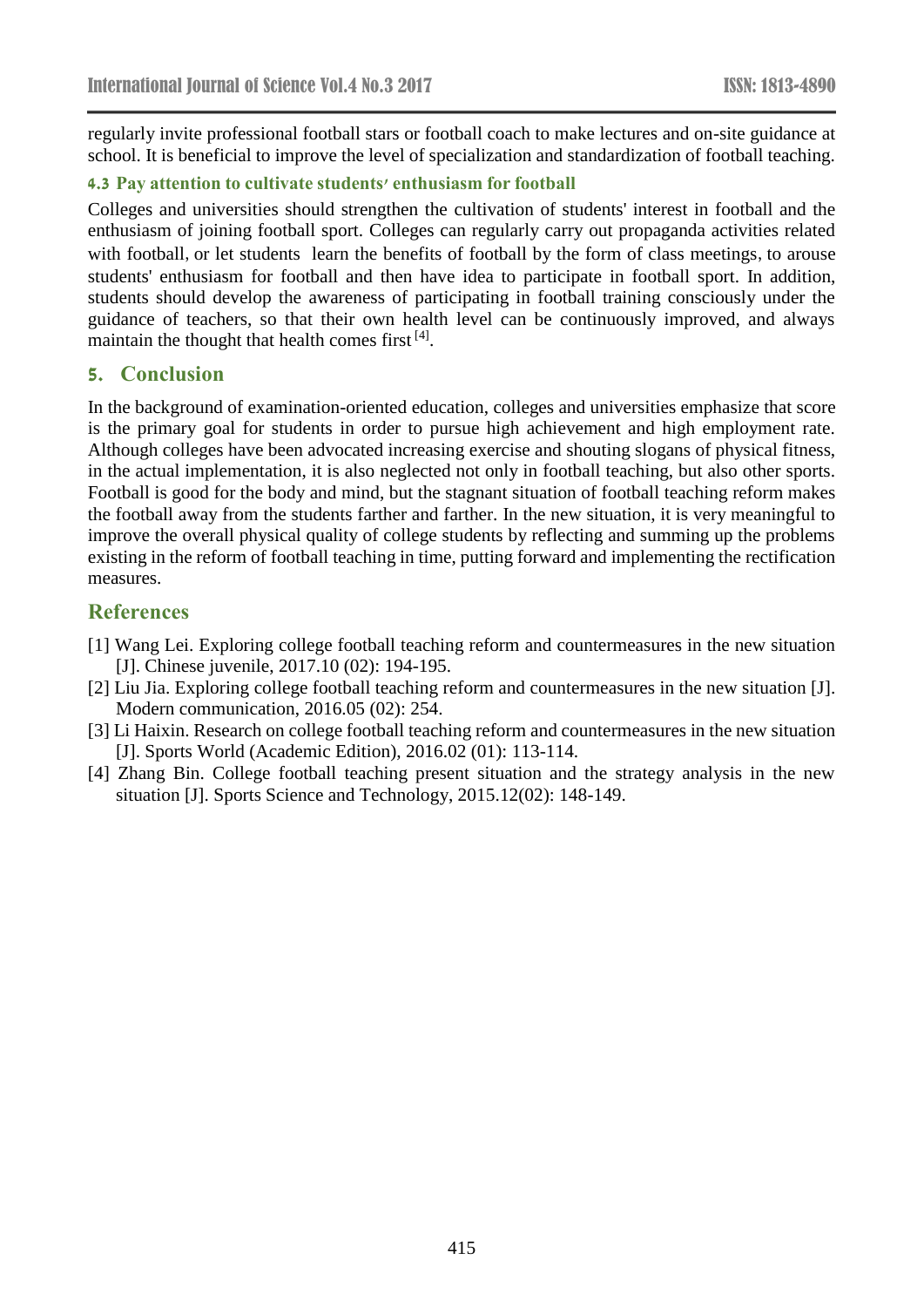regularly invite professional football stars or football coach to make lectures and on-site guidance at school. It is beneficial to improve the level of specialization and standardization of football teaching.

### 4.3 Pay attention to cultivate students' enthusiasm for football

Colleges and universities should strengthen the cultivation of students' interest in football and the enthusiasm of joining football sport. Colleges can regularly carry out propaganda activities related with football, or let students learn the benefits of football by the form of class meetings, to arouse students' enthusiasm for football and then have idea to participate in football sport. In addition, students should develop the awareness of participating in football training consciously under the guidance of teachers, so that their own health level can be continuously improved, and always maintain the thought that health comes first [4].

## 5. Conclusion

In the background of examination-oriented education, colleges and universities emphasize that score is the primary goal for students in order to pursue high achievement and high employment rate. Although colleges have been advocated increasing exercise and shouting slogans of physical fitness, in the actual implementation, it is also neglected not only in football teaching, but also other sports. Football is good for the body and mind, but the stagnant situation of football teaching reform makes the football away from the students farther and farther. In the new situation, it is very meaningful to improve the overall physical quality of college students by reflecting and summing up the problems existing in the reform of football teaching in time, putting forward and implementing the rectification measures.

## References

[1] Wang Lei. Exploring college football teaching reform and countermeasures in the new situation [J]. Chinese juvenile, 2017.10 (02): 194-195.

[2] Liu Jia. Exploring college football teaching reform and countermeasures in the new situation [J]. Modern communication, 2016.05 (02): 254.

[3] Li Haixin. Research on college football teaching reform and countermeasures in the new situation [J]. Sports World (Academic Edition), 2016.02 (01): 113-114.

[4] Zhang Bin. College football teaching present situation and the strategy analysis in the new situation [J]. Sports Science and Technology, 2015.12(02): 148-149.